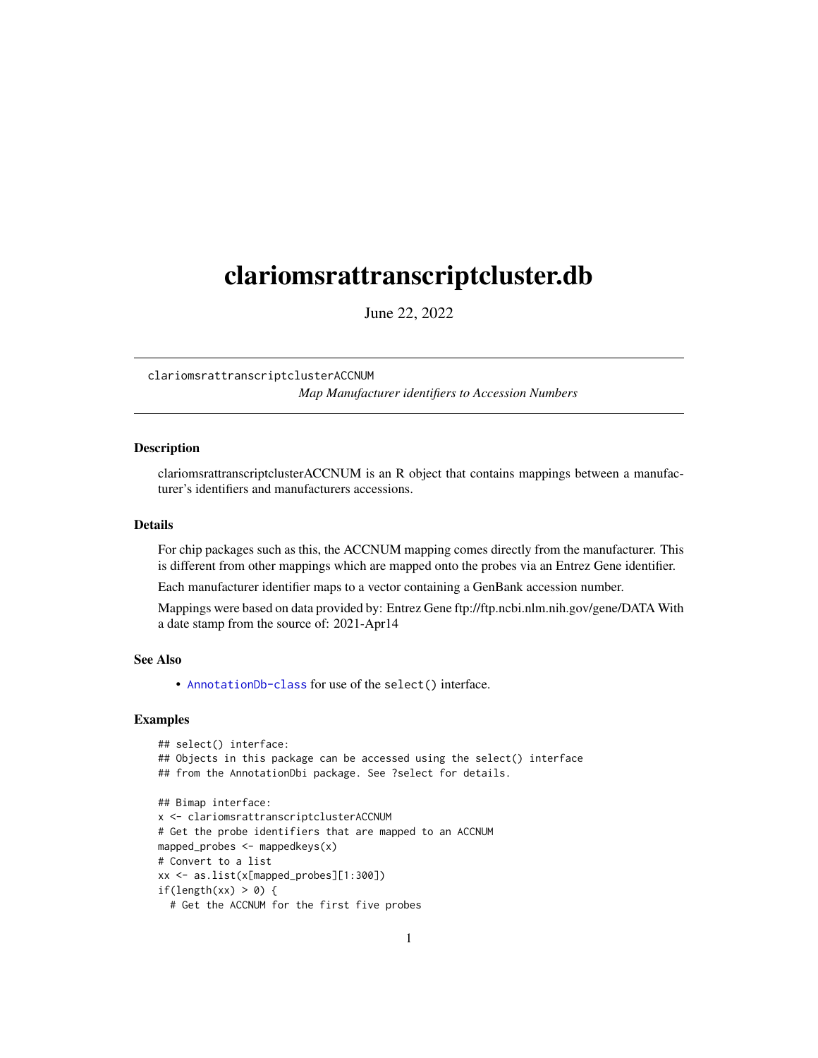# clariomsrattranscriptcluster.db

June 22, 2022

---

clariomsrattranscriptclusterACCNUM    *Map Manufacturer identifiers to Accession Numbers*

---

## Description

clariomsrattranscriptclusterACCNUM is an R object that contains mappings between a manufacturer's identifiers and manufacturers accessions.

## Details

For chip packages such as this, the ACCNUM mapping comes directly from the manufacturer. This is different from other mappings which are mapped onto the probes via an Entrez Gene identifier.

Each manufacturer identifier maps to a vector containing a GenBank accession number.

Mappings were based on data provided by: Entrez Gene ftp://ftp.ncbi.nlm.nih.gov/gene/DATA With a date stamp from the source of: 2021-Apr14

## See Also

- AnnotationDb-class for use of the select() interface.

## Examples

```
## select() interface:
## Objects in this package can be accessed using the select() interface
## from the AnnotationDbi package. See ?select for details.

## Bimap interface:
x <- clariomsrattranscriptclusterACCNUM
# Get the probe identifiers that are mapped to an ACCNUM
mapped_probes <- mappedkeys(x)
# Convert to a list
xx <- as.list(x[mapped_probes][1:300])
if(length(xx) > 0) {
  # Get the ACCNUM for the first five probes
```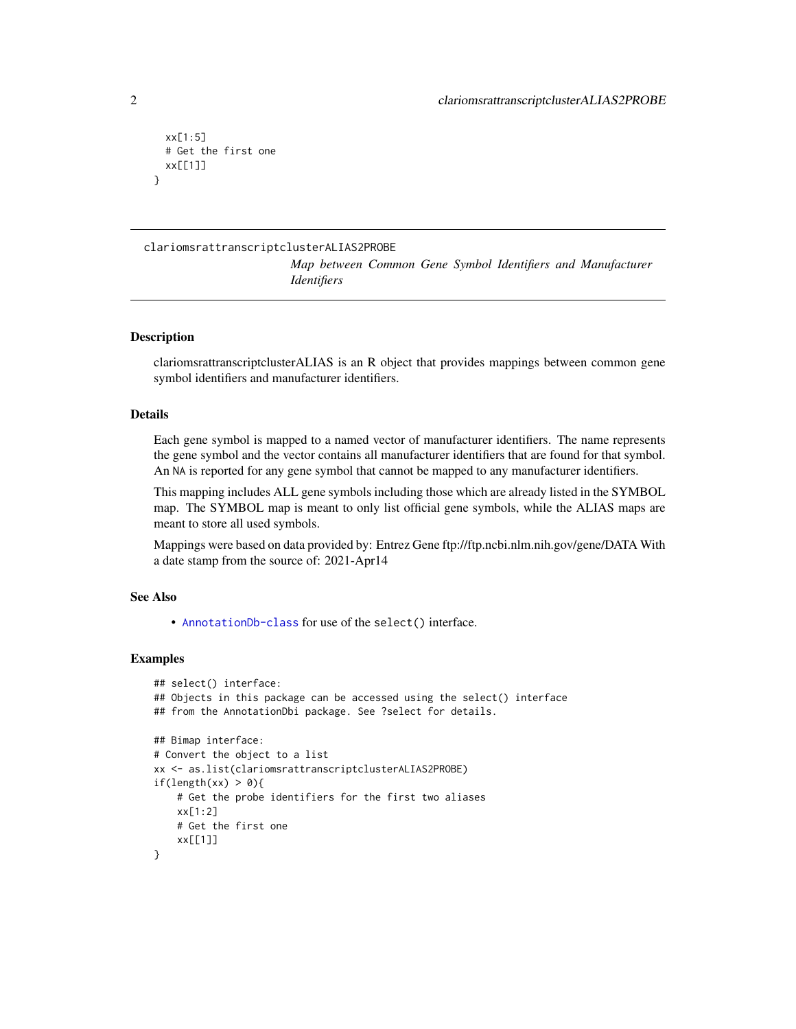```
  xx[1:5]
  # Get the first one
  xx[[1]]
}
```

## clariomsrattranscriptclusterALIAS2PROBE

*Map between Common Gene Symbol Identifiers and Manufacturer Identifiers*

### Description

clariomsrattranscriptclusterALIAS is an R object that provides mappings between common gene symbol identifiers and manufacturer identifiers.

### Details

Each gene symbol is mapped to a named vector of manufacturer identifiers. The name represents the gene symbol and the vector contains all manufacturer identifiers that are found for that symbol. An NA is reported for any gene symbol that cannot be mapped to any manufacturer identifiers.

This mapping includes ALL gene symbols including those which are already listed in the SYMBOL map. The SYMBOL map is meant to only list official gene symbols, while the ALIAS maps are meant to store all used symbols.

Mappings were based on data provided by: Entrez Gene ftp://ftp.ncbi.nlm.nih.gov/gene/DATA With a date stamp from the source of: 2021-Apr14

### See Also

- AnnotationDb-class for use of the select() interface.

### Examples

```
## select() interface:
## Objects in this package can be accessed using the select() interface
## from the AnnotationDbi package. See ?select for details.

## Bimap interface:
# Convert the object to a list
xx <- as.list(clariomsrattranscriptclusterALIAS2PROBE)
if(length(xx) > 0){
    # Get the probe identifiers for the first two aliases
    xx[1:2]
    # Get the first one
    xx[[1]]
}
```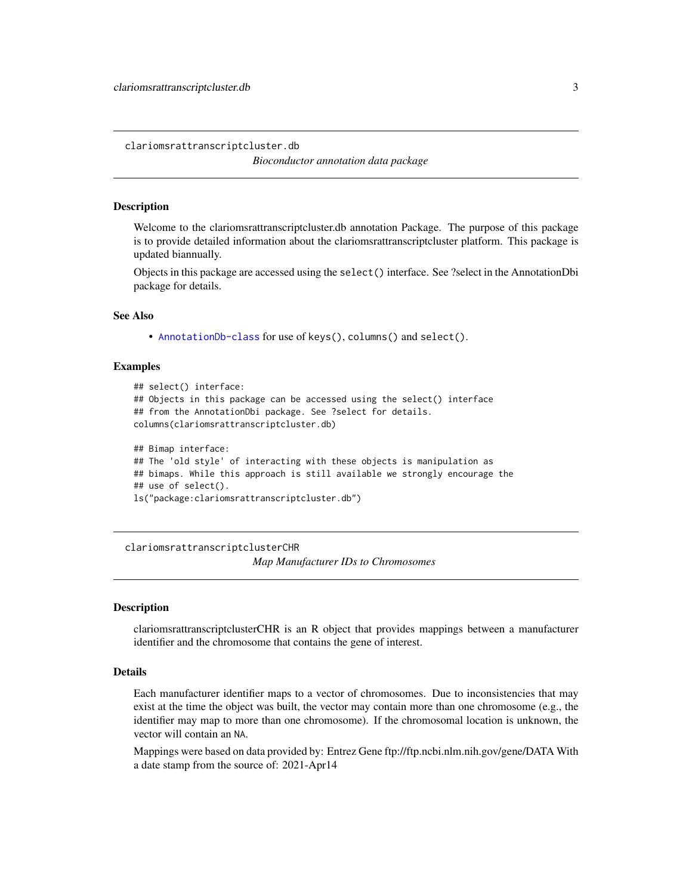## clariomsrattranscriptcluster.db

*Bioconductor annotation data package*

### Description

Welcome to the clariomsrattranscriptcluster.db annotation Package. The purpose of this package is to provide detailed information about the clariomsrattranscriptcluster platform. This package is updated biannually.

Objects in this package are accessed using the `select()` interface. See ?select in the AnnotationDbi package for details.

### See Also

- `AnnotationDb-class` for use of `keys()`, `columns()` and `select()`.

### Examples

```
## select() interface:
## Objects in this package can be accessed using the select() interface
## from the AnnotationDbi package. See ?select for details.
columns(clariomsrattranscriptcluster.db)

## Bimap interface:
## The 'old style' of interacting with these objects is manipulation as
## bimaps. While this approach is still available we strongly encourage the
## use of select().
ls("package:clariomsrattranscriptcluster.db")
```

## clariomsrattranscriptclusterCHR

*Map Manufacturer IDs to Chromosomes*

### Description

clariomsrattranscriptclusterCHR is an R object that provides mappings between a manufacturer identifier and the chromosome that contains the gene of interest.

### Details

Each manufacturer identifier maps to a vector of chromosomes. Due to inconsistencies that may exist at the time the object was built, the vector may contain more than one chromosome (e.g., the identifier may map to more than one chromosome). If the chromosomal location is unknown, the vector will contain an `NA`.

Mappings were based on data provided by: Entrez Gene ftp://ftp.ncbi.nlm.nih.gov/gene/DATA With a date stamp from the source of: 2021-Apr14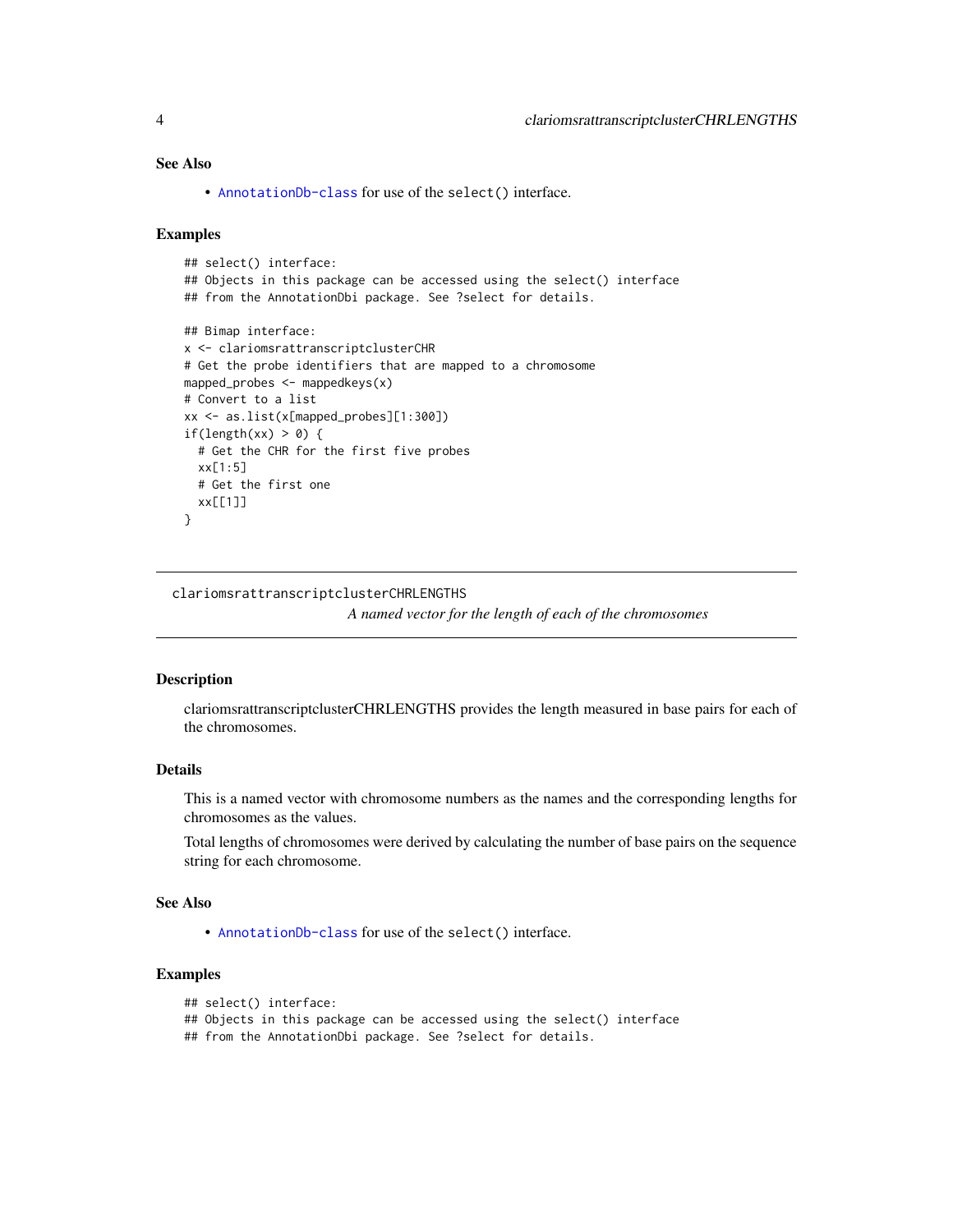### See Also

- `AnnotationDb-class` for use of the `select()` interface.

### Examples

```
## select() interface:
## Objects in this package can be accessed using the select() interface
## from the AnnotationDbi package. See ?select for details.

## Bimap interface:
x <- clariomsrattranscriptclusterCHR
# Get the probe identifiers that are mapped to a chromosome
mapped_probes <- mappedkeys(x)
# Convert to a list
xx <- as.list(x[mapped_probes][1:300])
if(length(xx) > 0) {
  # Get the CHR for the first five probes
  xx[1:5]
  # Get the first one
  xx[[1]]
}
```

---

## clariomsrattranscriptclusterCHRLENGTHS

*A named vector for the length of each of the chromosomes*

---

### Description

clariomsrattranscriptclusterCHRLENGTHS provides the length measured in base pairs for each of the chromosomes.

### Details

This is a named vector with chromosome numbers as the names and the corresponding lengths for chromosomes as the values.

Total lengths of chromosomes were derived by calculating the number of base pairs on the sequence string for each chromosome.

### See Also

- `AnnotationDb-class` for use of the `select()` interface.

### Examples

```
## select() interface:
## Objects in this package can be accessed using the select() interface
## from the AnnotationDbi package. See ?select for details.
```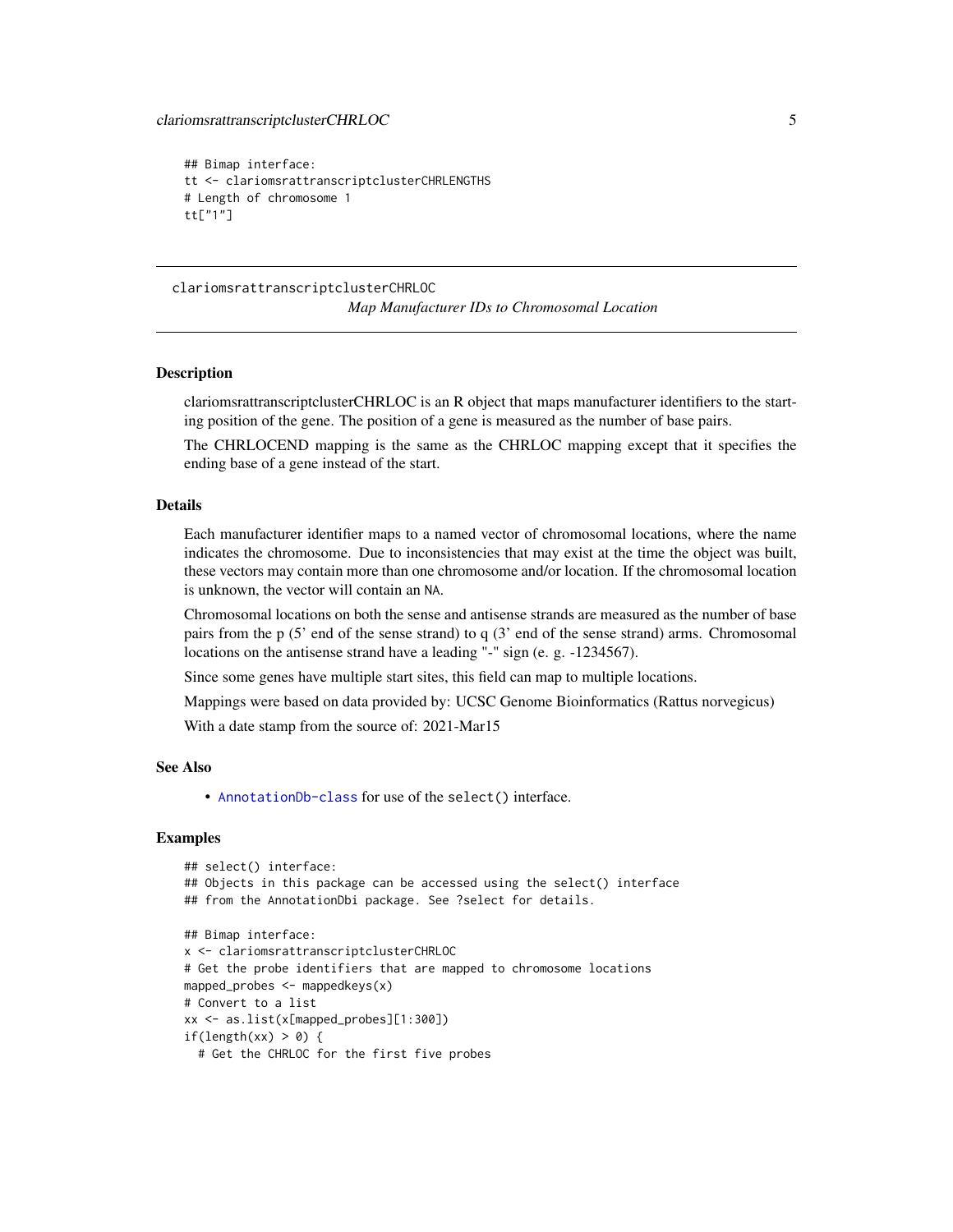```
## Bimap interface:
tt <- clariomsrattranscriptclusterCHRLENGTHS
# Length of chromosome 1
tt["1"]
```

---

## clariomsrattranscriptclusterCHRLOC

*Map Manufacturer IDs to Chromosomal Location*

---

### Description

clariomsrattranscriptclusterCHRLOC is an R object that maps manufacturer identifiers to the starting position of the gene. The position of a gene is measured as the number of base pairs.

The CHRLOCEND mapping is the same as the CHRLOC mapping except that it specifies the ending base of a gene instead of the start.

### Details

Each manufacturer identifier maps to a named vector of chromosomal locations, where the name indicates the chromosome. Due to inconsistencies that may exist at the time the object was built, these vectors may contain more than one chromosome and/or location. If the chromosomal location is unknown, the vector will contain an NA.

Chromosomal locations on both the sense and antisense strands are measured as the number of base pairs from the p (5' end of the sense strand) to q (3' end of the sense strand) arms. Chromosomal locations on the antisense strand have a leading "-" sign (e. g. -1234567).

Since some genes have multiple start sites, this field can map to multiple locations.

Mappings were based on data provided by: UCSC Genome Bioinformatics (Rattus norvegicus)

With a date stamp from the source of: 2021-Mar15

### See Also

- AnnotationDb-class for use of the select() interface.

### Examples

```
## select() interface:
## Objects in this package can be accessed using the select() interface
## from the AnnotationDbi package. See ?select for details.

## Bimap interface:
x <- clariomsrattranscriptclusterCHRLOC
# Get the probe identifiers that are mapped to chromosome locations
mapped_probes <- mappedkeys(x)
# Convert to a list
xx <- as.list(x[mapped_probes][1:300])
if(length(xx) > 0) {
  # Get the CHRLOC for the first five probes
```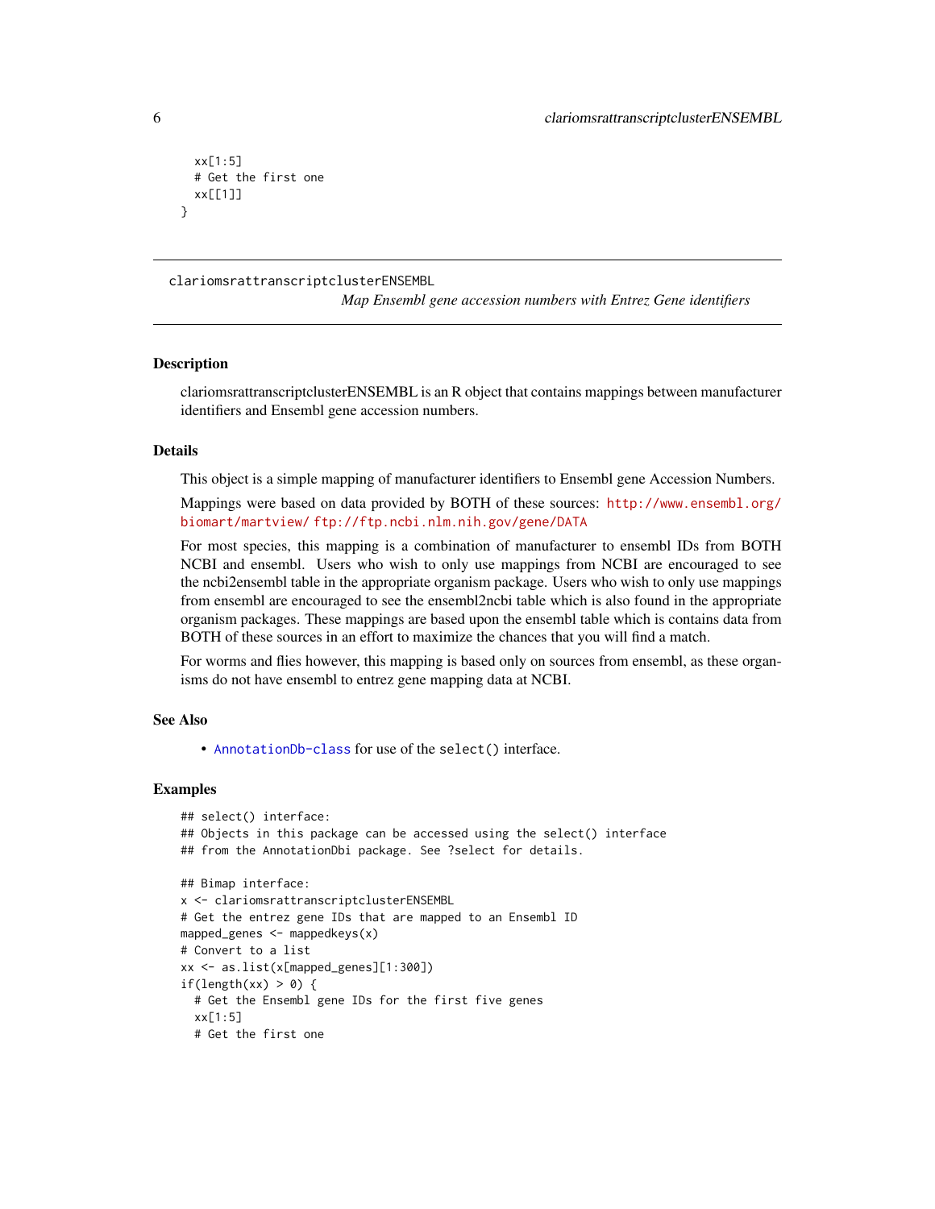```
  xx[1:5]
  # Get the first one
  xx[[1]]
}
```

## clariomsrattranscriptclusterENSEMBL

*Map Ensembl gene accession numbers with Entrez Gene identifiers*

### Description

clariomsrattranscriptclusterENSEMBL is an R object that contains mappings between manufacturer identifiers and Ensembl gene accession numbers.

### Details

This object is a simple mapping of manufacturer identifiers to Ensembl gene Accession Numbers.

Mappings were based on data provided by BOTH of these sources: http://www.ensembl.org/biomart/martview/ ftp://ftp.ncbi.nlm.nih.gov/gene/DATA

For most species, this mapping is a combination of manufacturer to ensembl IDs from BOTH NCBI and ensembl. Users who wish to only use mappings from NCBI are encouraged to see the ncbi2ensembl table in the appropriate organism package. Users who wish to only use mappings from ensembl are encouraged to see the ensembl2ncbi table which is also found in the appropriate organism packages. These mappings are based upon the ensembl table which is contains data from BOTH of these sources in an effort to maximize the chances that you will find a match.

For worms and flies however, this mapping is based only on sources from ensembl, as these organisms do not have ensembl to entrez gene mapping data at NCBI.

### See Also

- AnnotationDb-class for use of the `select()` interface.

### Examples

```
## select() interface:
## Objects in this package can be accessed using the select() interface
## from the AnnotationDbi package. See ?select for details.

## Bimap interface:
x <- clariomsrattranscriptclusterENSEMBL
# Get the entrez gene IDs that are mapped to an Ensembl ID
mapped_genes <- mappedkeys(x)
# Convert to a list
xx <- as.list(x[mapped_genes][1:300])
if(length(xx) > 0) {
  # Get the Ensembl gene IDs for the first five genes
  xx[1:5]
  # Get the first one
```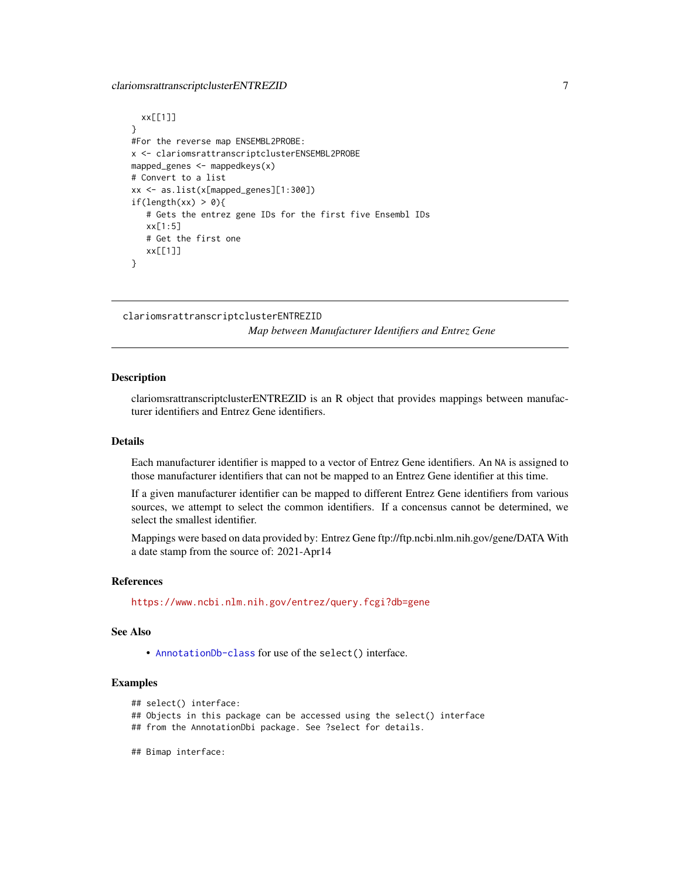```
  xx[[1]]
}
#For the reverse map ENSEMBL2PROBE:
x <- clariomsrattranscriptclusterENSEMBL2PROBE
mapped_genes <- mappedkeys(x)
# Convert to a list
xx <- as.list(x[mapped_genes][1:300])
if(length(xx) > 0){
   # Gets the entrez gene IDs for the first five Ensembl IDs
   xx[1:5]
   # Get the first one
   xx[[1]]
}
```

---

## clariomsrattranscriptclusterENTREZID

*Map between Manufacturer Identifiers and Entrez Gene*

---

### Description

clariomsrattranscriptclusterENTREZID is an R object that provides mappings between manufacturer identifiers and Entrez Gene identifiers.

### Details

Each manufacturer identifier is mapped to a vector of Entrez Gene identifiers. An NA is assigned to those manufacturer identifiers that can not be mapped to an Entrez Gene identifier at this time.

If a given manufacturer identifier can be mapped to different Entrez Gene identifiers from various sources, we attempt to select the common identifiers. If a concensus cannot be determined, we select the smallest identifier.

Mappings were based on data provided by: Entrez Gene ftp://ftp.ncbi.nlm.nih.gov/gene/DATA With a date stamp from the source of: 2021-Apr14

### References

https://www.ncbi.nlm.nih.gov/entrez/query.fcgi?db=gene

### See Also

- AnnotationDb-class for use of the select() interface.

### Examples

```
## select() interface:
## Objects in this package can be accessed using the select() interface
## from the AnnotationDbi package. See ?select for details.

## Bimap interface:
```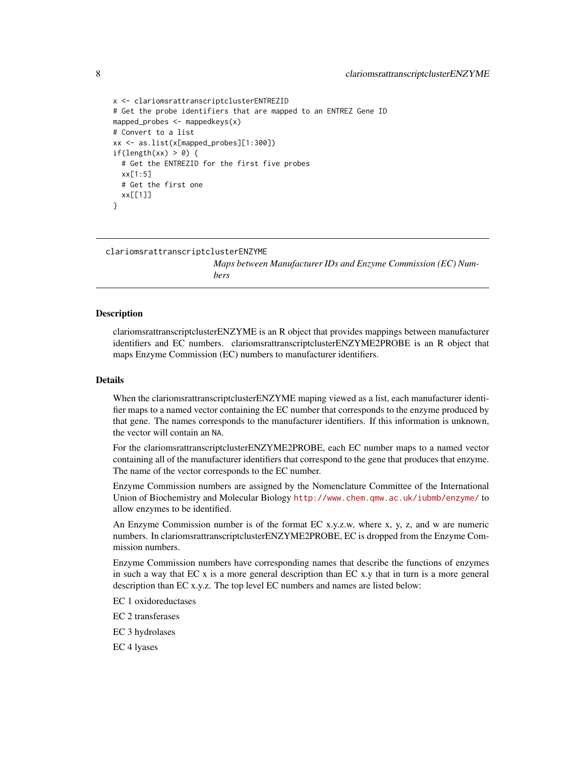```
x <- clariomsrattranscriptclusterENTREZID
# Get the probe identifiers that are mapped to an ENTREZ Gene ID
mapped_probes <- mappedkeys(x)
# Convert to a list
xx <- as.list(x[mapped_probes][1:300])
if(length(xx) > 0) {
  # Get the ENTREZID for the first five probes
  xx[1:5]
  # Get the first one
  xx[[1]]
}
```

---

clariomsrattranscriptclusterENZYME

*Maps between Manufacturer IDs and Enzyme Commission (EC) Numbers*

---

## Description

clariomsrattranscriptclusterENZYME is an R object that provides mappings between manufacturer identifiers and EC numbers. clariomsrattranscriptclusterENZYME2PROBE is an R object that maps Enzyme Commission (EC) numbers to manufacturer identifiers.

## Details

When the clariomsrattranscriptclusterENZYME maping viewed as a list, each manufacturer identifier maps to a named vector containing the EC number that corresponds to the enzyme produced by that gene. The names corresponds to the manufacturer identifiers. If this information is unknown, the vector will contain an `NA`.

For the clariomsrattranscriptclusterENZYME2PROBE, each EC number maps to a named vector containing all of the manufacturer identifiers that correspond to the gene that produces that enzyme. The name of the vector corresponds to the EC number.

Enzyme Commission numbers are assigned by the Nomenclature Committee of the International Union of Biochemistry and Molecular Biology http://www.chem.qmw.ac.uk/iubmb/enzyme/ to allow enzymes to be identified.

An Enzyme Commission number is of the format EC x.y.z.w, where x, y, z, and w are numeric numbers. In clariomsrattranscriptclusterENZYME2PROBE, EC is dropped from the Enzyme Commission numbers.

Enzyme Commission numbers have corresponding names that describe the functions of enzymes in such a way that EC x is a more general description than EC x.y that in turn is a more general description than EC x.y.z. The top level EC numbers and names are listed below:

EC 1 oxidoreductases

EC 2 transferases

EC 3 hydrolases

EC 4 lyases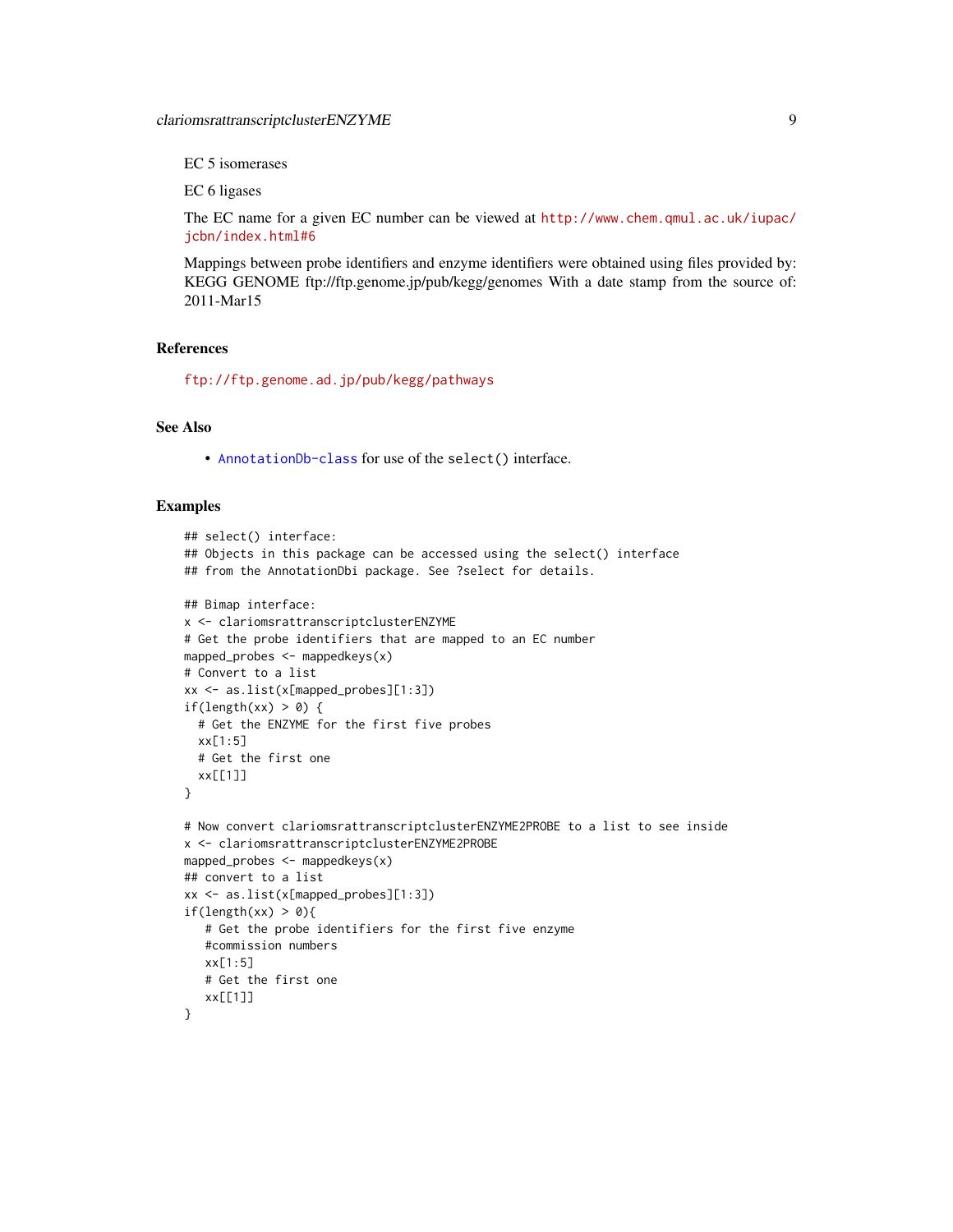EC 5 isomerases

EC 6 ligases

The EC name for a given EC number can be viewed at http://www.chem.qmul.ac.uk/iupac/jcbn/index.html#6

Mappings between probe identifiers and enzyme identifiers were obtained using files provided by: KEGG GENOME ftp://ftp.genome.jp/pub/kegg/genomes With a date stamp from the source of: 2011-Mar15

## References

ftp://ftp.genome.ad.jp/pub/kegg/pathways

## See Also

- AnnotationDb-class for use of the select() interface.

## Examples

```
## select() interface:
## Objects in this package can be accessed using the select() interface
## from the AnnotationDbi package. See ?select for details.

## Bimap interface:
x <- clariomsrattranscriptclusterENZYME
# Get the probe identifiers that are mapped to an EC number
mapped_probes <- mappedkeys(x)
# Convert to a list
xx <- as.list(x[mapped_probes][1:3])
if(length(xx) > 0) {
  # Get the ENZYME for the first five probes
  xx[1:5]
  # Get the first one
  xx[[1]]
}

# Now convert clariomsrattranscriptclusterENZYME2PROBE to a list to see inside
x <- clariomsrattranscriptclusterENZYME2PROBE
mapped_probes <- mappedkeys(x)
## convert to a list
xx <- as.list(x[mapped_probes][1:3])
if(length(xx) > 0){
   # Get the probe identifiers for the first five enzyme
   #commission numbers
   xx[1:5]
   # Get the first one
   xx[[1]]
}
```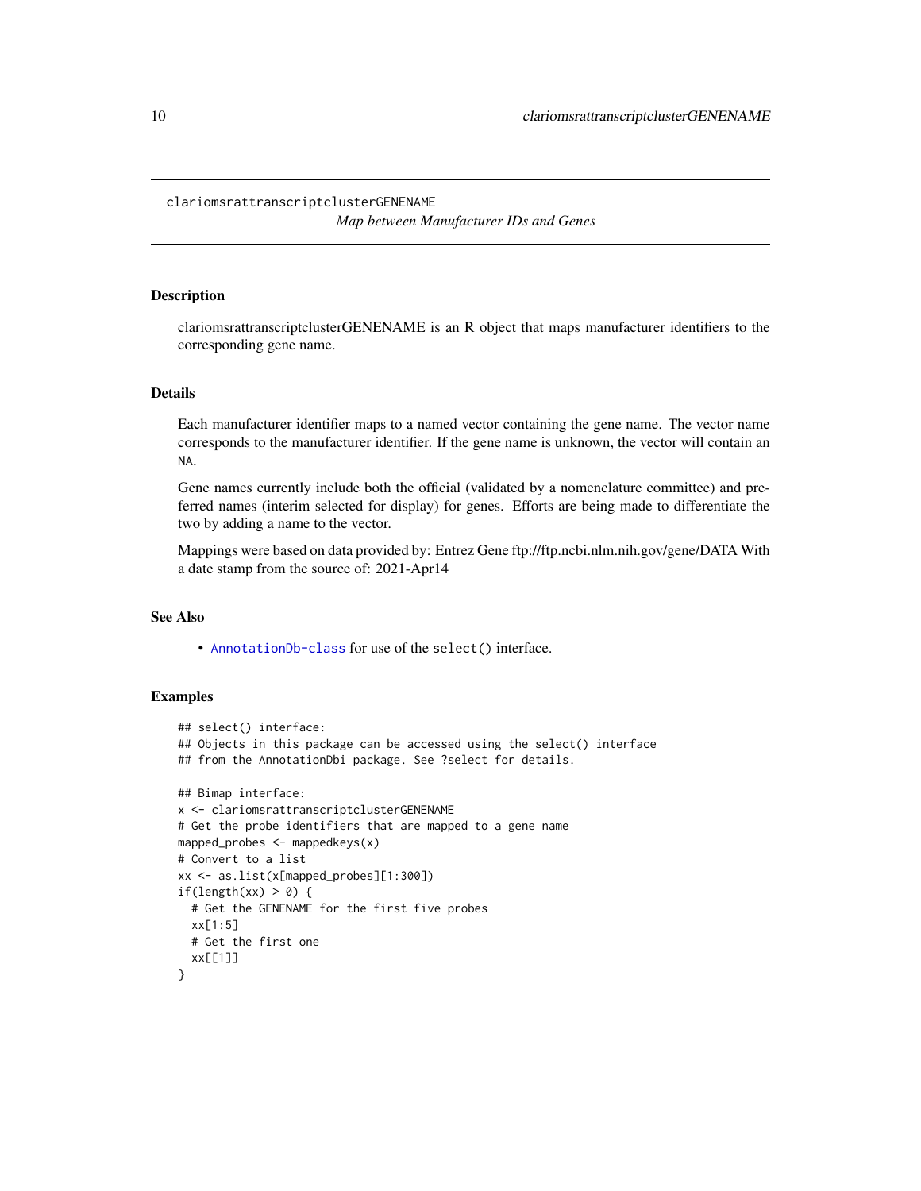# clariomsrattranscriptclusterGENENAME

*Map between Manufacturer IDs and Genes*

## Description

clariomsrattranscriptclusterGENENAME is an R object that maps manufacturer identifiers to the corresponding gene name.

## Details

Each manufacturer identifier maps to a named vector containing the gene name. The vector name corresponds to the manufacturer identifier. If the gene name is unknown, the vector will contain an NA.

Gene names currently include both the official (validated by a nomenclature committee) and preferred names (interim selected for display) for genes. Efforts are being made to differentiate the two by adding a name to the vector.

Mappings were based on data provided by: Entrez Gene ftp://ftp.ncbi.nlm.nih.gov/gene/DATA With a date stamp from the source of: 2021-Apr14

## See Also

- AnnotationDb-class for use of the select() interface.

## Examples

```
## select() interface:
## Objects in this package can be accessed using the select() interface
## from the AnnotationDbi package. See ?select for details.

## Bimap interface:
x <- clariomsrattranscriptclusterGENENAME
# Get the probe identifiers that are mapped to a gene name
mapped_probes <- mappedkeys(x)
# Convert to a list
xx <- as.list(x[mapped_probes][1:300])
if(length(xx) > 0) {
  # Get the GENENAME for the first five probes
  xx[1:5]
  # Get the first one
  xx[[1]]
}
```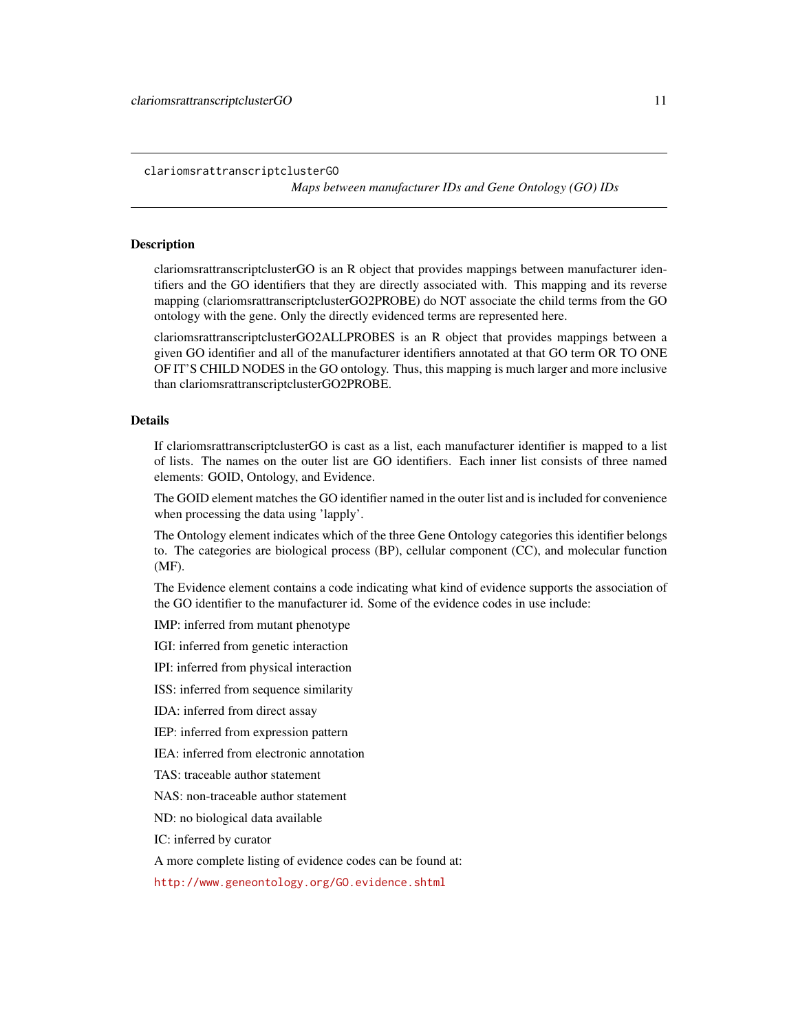## clariomsrattranscriptclusterGO

*Maps between manufacturer IDs and Gene Ontology (GO) IDs*

### Description

clariomsrattranscriptclusterGO is an R object that provides mappings between manufacturer identifiers and the GO identifiers that they are directly associated with. This mapping and its reverse mapping (clariomsrattranscriptclusterGO2PROBE) do NOT associate the child terms from the GO ontology with the gene. Only the directly evidenced terms are represented here.

clariomsrattranscriptclusterGO2ALLPROBES is an R object that provides mappings between a given GO identifier and all of the manufacturer identifiers annotated at that GO term OR TO ONE OF IT'S CHILD NODES in the GO ontology. Thus, this mapping is much larger and more inclusive than clariomsrattranscriptclusterGO2PROBE.

### Details

If clariomsrattranscriptclusterGO is cast as a list, each manufacturer identifier is mapped to a list of lists. The names on the outer list are GO identifiers. Each inner list consists of three named elements: GOID, Ontology, and Evidence.

The GOID element matches the GO identifier named in the outer list and is included for convenience when processing the data using 'lapply'.

The Ontology element indicates which of the three Gene Ontology categories this identifier belongs to. The categories are biological process (BP), cellular component (CC), and molecular function (MF).

The Evidence element contains a code indicating what kind of evidence supports the association of the GO identifier to the manufacturer id. Some of the evidence codes in use include:

IMP: inferred from mutant phenotype

IGI: inferred from genetic interaction

IPI: inferred from physical interaction

ISS: inferred from sequence similarity

IDA: inferred from direct assay

IEP: inferred from expression pattern

IEA: inferred from electronic annotation

TAS: traceable author statement

NAS: non-traceable author statement

ND: no biological data available

IC: inferred by curator

A more complete listing of evidence codes can be found at:

http://www.geneontology.org/GO.evidence.shtml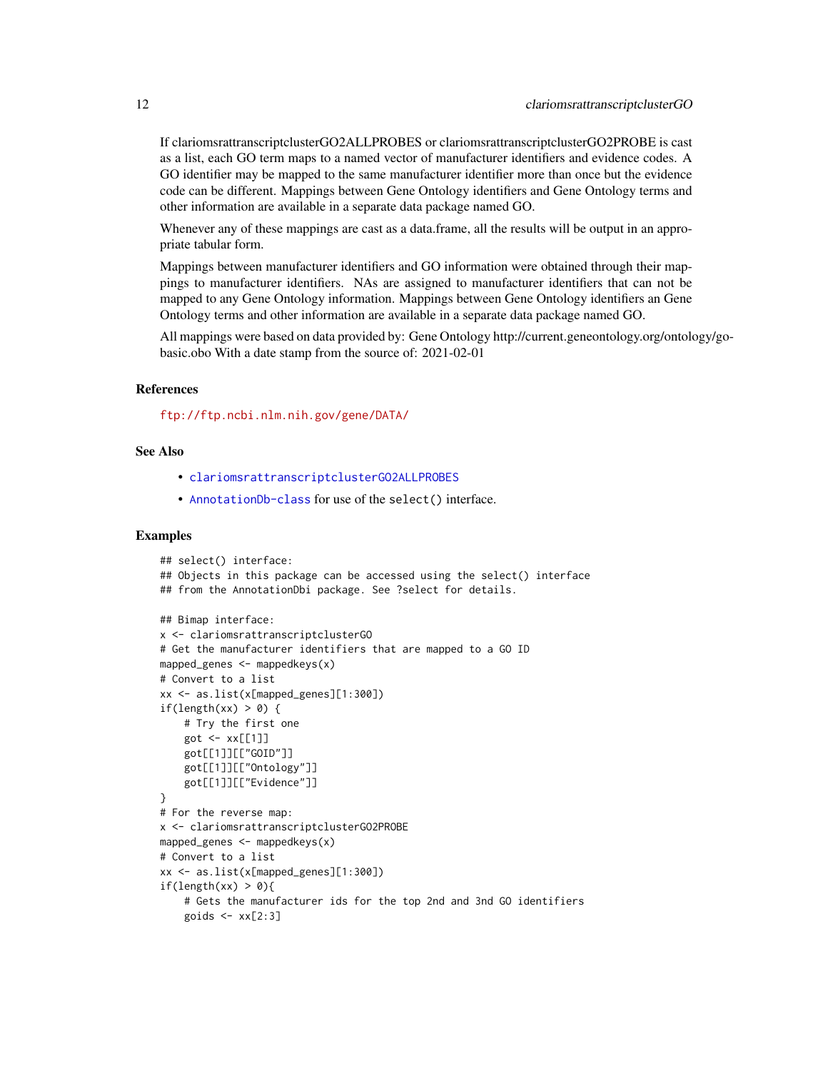If clariomsrattranscriptclusterGO2ALLPROBES or clariomsrattranscriptclusterGO2PROBE is cast as a list, each GO term maps to a named vector of manufacturer identifiers and evidence codes. A GO identifier may be mapped to the same manufacturer identifier more than once but the evidence code can be different. Mappings between Gene Ontology identifiers and Gene Ontology terms and other information are available in a separate data package named GO.

Whenever any of these mappings are cast as a data.frame, all the results will be output in an appropriate tabular form.

Mappings between manufacturer identifiers and GO information were obtained through their mappings to manufacturer identifiers. NAs are assigned to manufacturer identifiers that can not be mapped to any Gene Ontology information. Mappings between Gene Ontology identifiers an Gene Ontology terms and other information are available in a separate data package named GO.

All mappings were based on data provided by: Gene Ontology http://current.geneontology.org/ontology/go-basic.obo With a date stamp from the source of: 2021-02-01

## References

ftp://ftp.ncbi.nlm.nih.gov/gene/DATA/

## See Also

- clariomsrattranscriptclusterGO2ALLPROBES
- AnnotationDb-class for use of the `select()` interface.

## Examples

```
## select() interface:
## Objects in this package can be accessed using the select() interface
## from the AnnotationDbi package. See ?select for details.

## Bimap interface:
x <- clariomsrattranscriptclusterGO
# Get the manufacturer identifiers that are mapped to a GO ID
mapped_genes <- mappedkeys(x)
# Convert to a list
xx <- as.list(x[mapped_genes][1:300])
if(length(xx) > 0) {
    # Try the first one
    got <- xx[[1]]
    got[[1]][["GOID"]]
    got[[1]][["Ontology"]]
    got[[1]][["Evidence"]]
}
# For the reverse map:
x <- clariomsrattranscriptclusterGO2PROBE
mapped_genes <- mappedkeys(x)
# Convert to a list
xx <- as.list(x[mapped_genes][1:300])
if(length(xx) > 0){
    # Gets the manufacturer ids for the top 2nd and 3nd GO identifiers
    goids <- xx[2:3]
```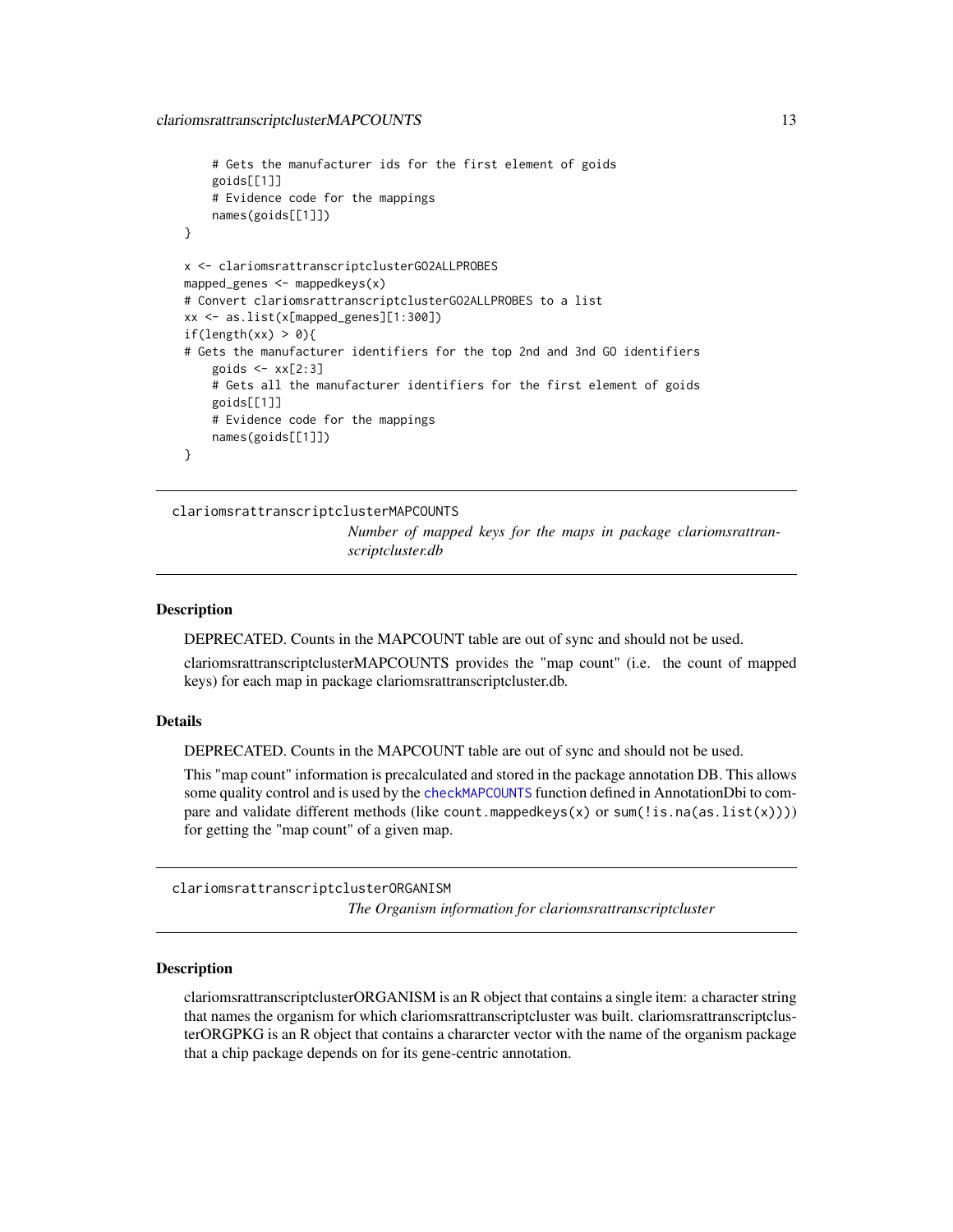```
    # Gets the manufacturer ids for the first element of goids
    goids[[1]]
    # Evidence code for the mappings
    names(goids[[1]])
}

x <- clariomsrattranscriptclusterGO2ALLPROBES
mapped_genes <- mappedkeys(x)
# Convert clariomsrattranscriptclusterGO2ALLPROBES to a list
xx <- as.list(x[mapped_genes][1:300])
if(length(xx) > 0){
# Gets the manufacturer identifiers for the top 2nd and 3nd GO identifiers
    goids <- xx[2:3]
    # Gets all the manufacturer identifiers for the first element of goids
    goids[[1]]
    # Evidence code for the mappings
    names(goids[[1]])
}
```

## clariomsrattranscriptclusterMAPCOUNTS

*Number of mapped keys for the maps in package clariomsrattranscriptcluster.db*

### Description

DEPRECATED. Counts in the MAPCOUNT table are out of sync and should not be used.

clariomsrattranscriptclusterMAPCOUNTS provides the "map count" (i.e. the count of mapped keys) for each map in package clariomsrattranscriptcluster.db.

### Details

DEPRECATED. Counts in the MAPCOUNT table are out of sync and should not be used.

This "map count" information is precalculated and stored in the package annotation DB. This allows some quality control and is used by the `checkMAPCOUNTS` function defined in AnnotationDbi to compare and validate different methods (like `count.mappedkeys(x)` or `sum(!is.na(as.list(x)))`) for getting the "map count" of a given map.

## clariomsrattranscriptclusterORGANISM

*The Organism information for clariomsrattranscriptcluster*

### Description

clariomsrattranscriptclusterORGANISM is an R object that contains a single item: a character string that names the organism for which clariomsrattranscriptcluster was built. clariomsrattranscriptclusterORGPKG is an R object that contains a chararcter vector with the name of the organism package that a chip package depends on for its gene-centric annotation.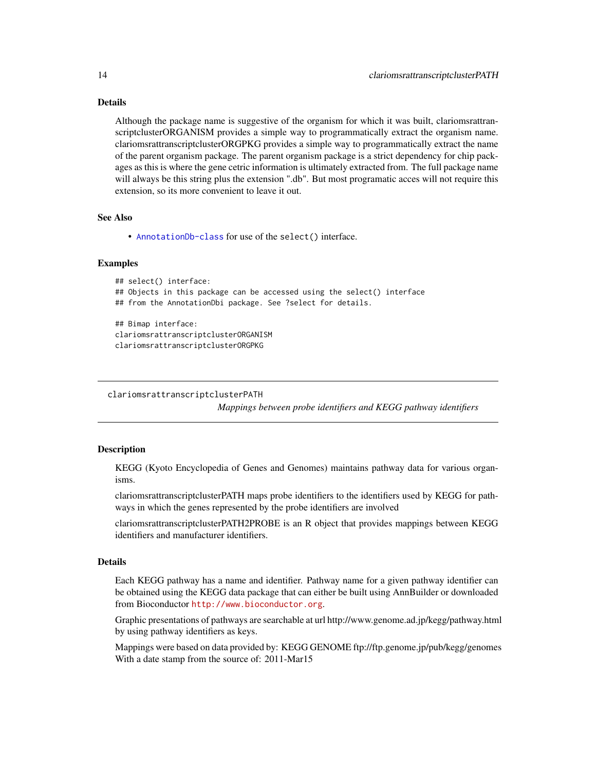### Details

Although the package name is suggestive of the organism for which it was built, clariomsrattranscriptclusterORGANISM provides a simple way to programmatically extract the organism name. clariomsrattranscriptclusterORGPKG provides a simple way to programmatically extract the name of the parent organism package. The parent organism package is a strict dependency for chip packages as this is where the gene cetric information is ultimately extracted from. The full package name will always be this string plus the extension ".db". But most programatic acces will not require this extension, so its more convenient to leave it out.

### See Also

- AnnotationDb-class for use of the select() interface.

### Examples

```
## select() interface:
## Objects in this package can be accessed using the select() interface
## from the AnnotationDbi package. See ?select for details.

## Bimap interface:
clariomsrattranscriptclusterORGANISM
clariomsrattranscriptclusterORGPKG
```

---

## clariomsrattranscriptclusterPATH

*Mappings between probe identifiers and KEGG pathway identifiers*

### Description

KEGG (Kyoto Encyclopedia of Genes and Genomes) maintains pathway data for various organisms.

clariomsrattranscriptclusterPATH maps probe identifiers to the identifiers used by KEGG for pathways in which the genes represented by the probe identifiers are involved

clariomsrattranscriptclusterPATH2PROBE is an R object that provides mappings between KEGG identifiers and manufacturer identifiers.

### Details

Each KEGG pathway has a name and identifier. Pathway name for a given pathway identifier can be obtained using the KEGG data package that can either be built using AnnBuilder or downloaded from Bioconductor http://www.bioconductor.org.

Graphic presentations of pathways are searchable at url http://www.genome.ad.jp/kegg/pathway.html by using pathway identifiers as keys.

Mappings were based on data provided by: KEGG GENOME ftp://ftp.genome.jp/pub/kegg/genomes With a date stamp from the source of: 2011-Mar15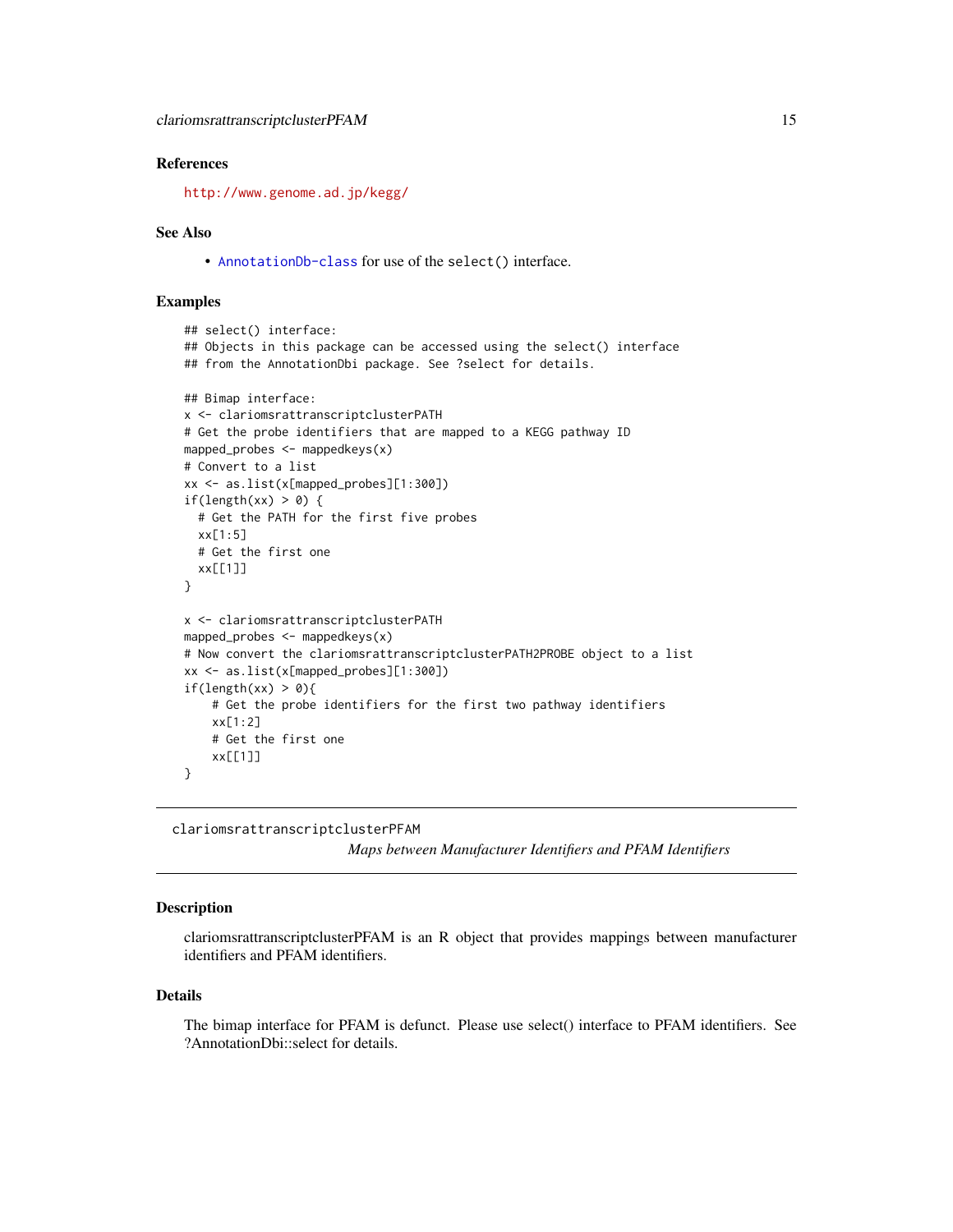## References

http://www.genome.ad.jp/kegg/

## See Also

- AnnotationDb-class for use of the select() interface.

## Examples

```
## select() interface:
## Objects in this package can be accessed using the select() interface
## from the AnnotationDbi package. See ?select for details.

## Bimap interface:
x <- clariomsrattranscriptclusterPATH
# Get the probe identifiers that are mapped to a KEGG pathway ID
mapped_probes <- mappedkeys(x)
# Convert to a list
xx <- as.list(x[mapped_probes][1:300])
if(length(xx) > 0) {
  # Get the PATH for the first five probes
  xx[1:5]
  # Get the first one
  xx[[1]]
}

x <- clariomsrattranscriptclusterPATH
mapped_probes <- mappedkeys(x)
# Now convert the clariomsrattranscriptclusterPATH2PROBE object to a list
xx <- as.list(x[mapped_probes][1:300])
if(length(xx) > 0){
    # Get the probe identifiers for the first two pathway identifiers
    xx[1:2]
    # Get the first one
    xx[[1]]
}
```

---

# clariomsrattranscriptclusterPFAM

*Maps between Manufacturer Identifiers and PFAM Identifiers*

## Description

clariomsrattranscriptclusterPFAM is an R object that provides mappings between manufacturer identifiers and PFAM identifiers.

## Details

The bimap interface for PFAM is defunct. Please use select() interface to PFAM identifiers. See ?AnnotationDbi::select for details.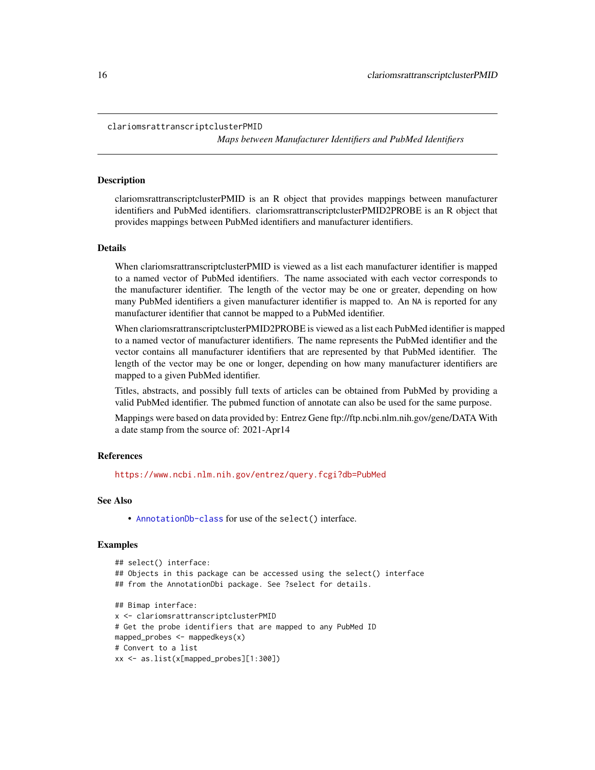clariomsrattranscriptclusterPMID

*Maps between Manufacturer Identifiers and PubMed Identifiers*

## Description

clariomsrattranscriptclusterPMID is an R object that provides mappings between manufacturer identifiers and PubMed identifiers. clariomsrattranscriptclusterPMID2PROBE is an R object that provides mappings between PubMed identifiers and manufacturer identifiers.

## Details

When clariomsrattranscriptclusterPMID is viewed as a list each manufacturer identifier is mapped to a named vector of PubMed identifiers. The name associated with each vector corresponds to the manufacturer identifier. The length of the vector may be one or greater, depending on how many PubMed identifiers a given manufacturer identifier is mapped to. An NA is reported for any manufacturer identifier that cannot be mapped to a PubMed identifier.

When clariomsrattranscriptclusterPMID2PROBE is viewed as a list each PubMed identifier is mapped to a named vector of manufacturer identifiers. The name represents the PubMed identifier and the vector contains all manufacturer identifiers that are represented by that PubMed identifier. The length of the vector may be one or longer, depending on how many manufacturer identifiers are mapped to a given PubMed identifier.

Titles, abstracts, and possibly full texts of articles can be obtained from PubMed by providing a valid PubMed identifier. The pubmed function of annotate can also be used for the same purpose.

Mappings were based on data provided by: Entrez Gene ftp://ftp.ncbi.nlm.nih.gov/gene/DATA With a date stamp from the source of: 2021-Apr14

## References

https://www.ncbi.nlm.nih.gov/entrez/query.fcgi?db=PubMed

## See Also

- AnnotationDb-class for use of the select() interface.

## Examples

```
## select() interface:
## Objects in this package can be accessed using the select() interface
## from the AnnotationDbi package. See ?select for details.

## Bimap interface:
x <- clariomsrattranscriptclusterPMID
# Get the probe identifiers that are mapped to any PubMed ID
mapped_probes <- mappedkeys(x)
# Convert to a list
xx <- as.list(x[mapped_probes][1:300])
```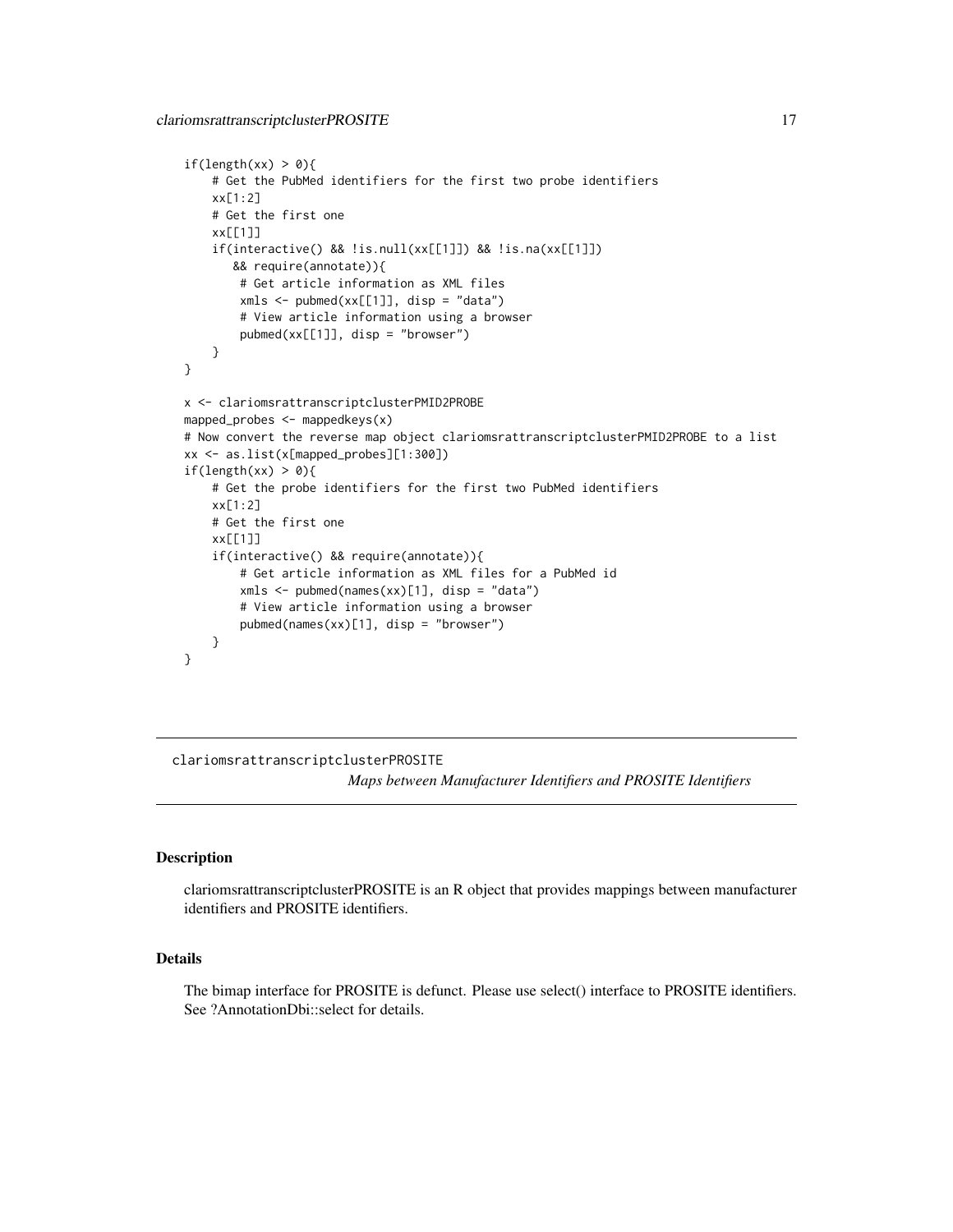```
if(length(xx) > 0){
    # Get the PubMed identifiers for the first two probe identifiers
    xx[1:2]
    # Get the first one
    xx[[1]]
    if(interactive() && !is.null(xx[[1]]) && !is.na(xx[[1]])
       && require(annotate)){
        # Get article information as XML files
        xmls <- pubmed(xx[[1]], disp = "data")
        # View article information using a browser
        pubmed(xx[[1]], disp = "browser")
    }
}

x <- clariomsrattranscriptclusterPMID2PROBE
mapped_probes <- mappedkeys(x)
# Now convert the reverse map object clariomsrattranscriptclusterPMID2PROBE to a list
xx <- as.list(x[mapped_probes][1:300])
if(length(xx) > 0){
    # Get the probe identifiers for the first two PubMed identifiers
    xx[1:2]
    # Get the first one
    xx[[1]]
    if(interactive() && require(annotate)){
        # Get article information as XML files for a PubMed id
        xmls <- pubmed(names(xx)[1], disp = "data")
        # View article information using a browser
        pubmed(names(xx)[1], disp = "browser")
    }
}
```

## clariomsrattranscriptclusterPROSITE — *Maps between Manufacturer Identifiers and PROSITE Identifiers*

### Description

clariomsrattranscriptclusterPROSITE is an R object that provides mappings between manufacturer identifiers and PROSITE identifiers.

### Details

The bimap interface for PROSITE is defunct. Please use select() interface to PROSITE identifiers. See ?AnnotationDbi::select for details.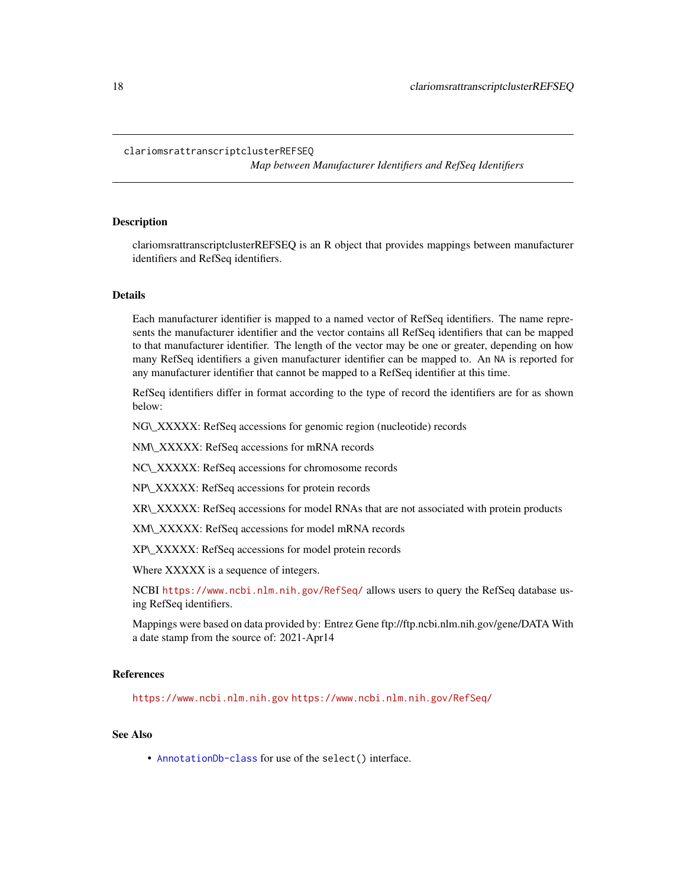# clariomsrattranscriptclusterREFSEQ

*Map between Manufacturer Identifiers and RefSeq Identifiers*

## Description

clariomsrattranscriptclusterREFSEQ is an R object that provides mappings between manufacturer identifiers and RefSeq identifiers.

## Details

Each manufacturer identifier is mapped to a named vector of RefSeq identifiers. The name represents the manufacturer identifier and the vector contains all RefSeq identifiers that can be mapped to that manufacturer identifier. The length of the vector may be one or greater, depending on how many RefSeq identifiers a given manufacturer identifier can be mapped to. An `NA` is reported for any manufacturer identifier that cannot be mapped to a RefSeq identifier at this time.

RefSeq identifiers differ in format according to the type of record the identifiers are for as shown below:

NG\_XXXXX: RefSeq accessions for genomic region (nucleotide) records

NM\_XXXXX: RefSeq accessions for mRNA records

NC\_XXXXX: RefSeq accessions for chromosome records

NP\_XXXXX: RefSeq accessions for protein records

XR\_XXXXX: RefSeq accessions for model RNAs that are not associated with protein products

XM\_XXXXX: RefSeq accessions for model mRNA records

XP\_XXXXX: RefSeq accessions for model protein records

Where XXXXX is a sequence of integers.

NCBI https://www.ncbi.nlm.nih.gov/RefSeq/ allows users to query the RefSeq database using RefSeq identifiers.

Mappings were based on data provided by: Entrez Gene ftp://ftp.ncbi.nlm.nih.gov/gene/DATA With a date stamp from the source of: 2021-Apr14

## References

https://www.ncbi.nlm.nih.gov https://www.ncbi.nlm.nih.gov/RefSeq/

## See Also

- AnnotationDb-class for use of the `select()` interface.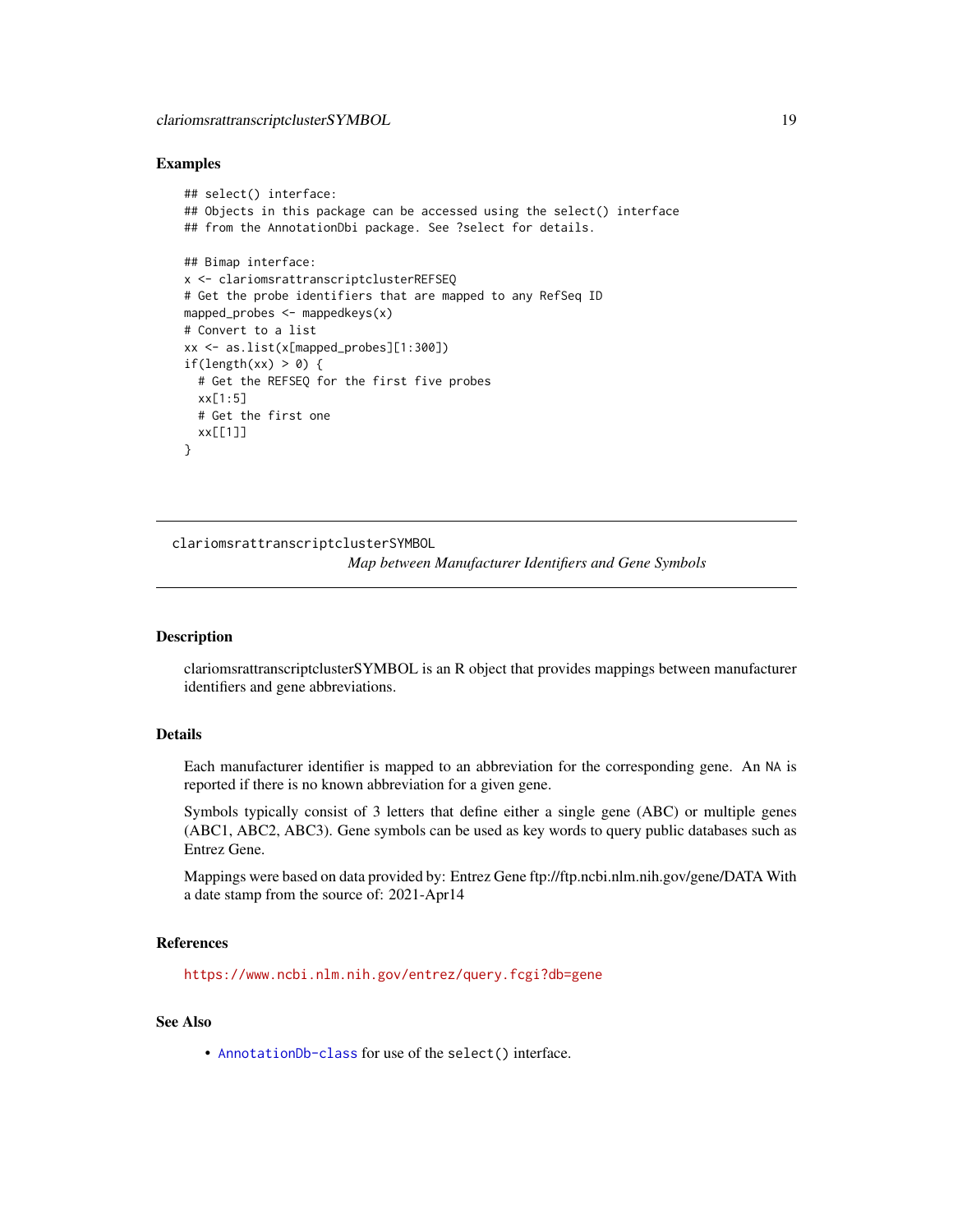### Examples

```
## select() interface:
## Objects in this package can be accessed using the select() interface
## from the AnnotationDbi package. See ?select for details.

## Bimap interface:
x <- clariomsrattranscriptclusterREFSEQ
# Get the probe identifiers that are mapped to any RefSeq ID
mapped_probes <- mappedkeys(x)
# Convert to a list
xx <- as.list(x[mapped_probes][1:300])
if(length(xx) > 0) {
  # Get the REFSEQ for the first five probes
  xx[1:5]
  # Get the first one
  xx[[1]]
}
```

---

## clariomsrattranscriptclusterSYMBOL — *Map between Manufacturer Identifiers and Gene Symbols*

---

### Description

clariomsrattranscriptclusterSYMBOL is an R object that provides mappings between manufacturer identifiers and gene abbreviations.

### Details

Each manufacturer identifier is mapped to an abbreviation for the corresponding gene. An `NA` is reported if there is no known abbreviation for a given gene.

Symbols typically consist of 3 letters that define either a single gene (ABC) or multiple genes (ABC1, ABC2, ABC3). Gene symbols can be used as key words to query public databases such as Entrez Gene.

Mappings were based on data provided by: Entrez Gene ftp://ftp.ncbi.nlm.nih.gov/gene/DATA With a date stamp from the source of: 2021-Apr14

### References

https://www.ncbi.nlm.nih.gov/entrez/query.fcgi?db=gene

### See Also

- `AnnotationDb-class` for use of the `select()` interface.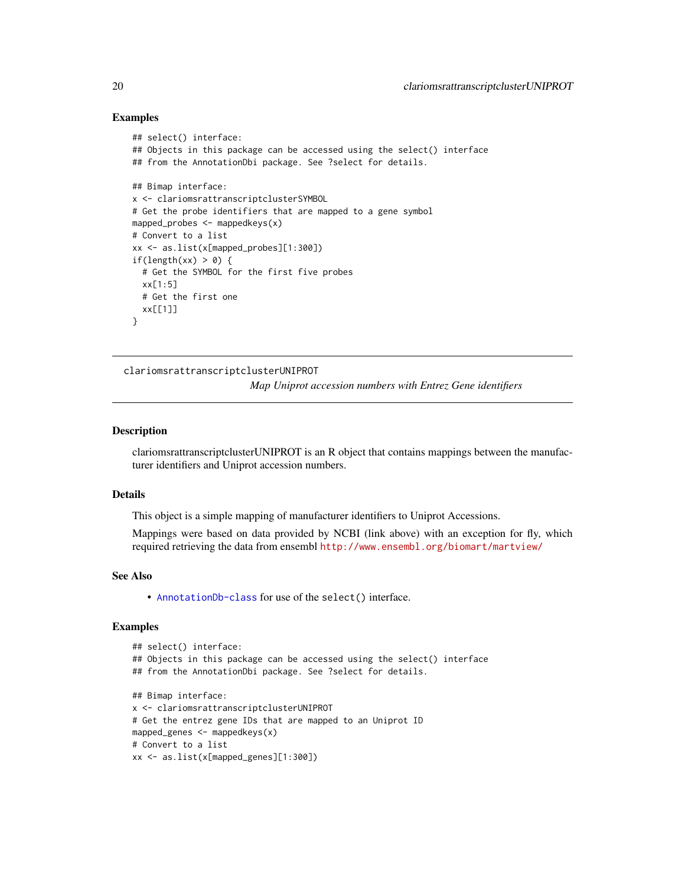## Examples

```
## select() interface:
## Objects in this package can be accessed using the select() interface
## from the AnnotationDbi package. See ?select for details.

## Bimap interface:
x <- clariomsrattranscriptclusterSYMBOL
# Get the probe identifiers that are mapped to a gene symbol
mapped_probes <- mappedkeys(x)
# Convert to a list
xx <- as.list(x[mapped_probes][1:300])
if(length(xx) > 0) {
  # Get the SYMBOL for the first five probes
  xx[1:5]
  # Get the first one
  xx[[1]]
}
```

---

# clariomsrattranscriptclusterUNIPROT

*Map Uniprot accession numbers with Entrez Gene identifiers*

---

## Description

clariomsrattranscriptclusterUNIPROT is an R object that contains mappings between the manufacturer identifiers and Uniprot accession numbers.

## Details

This object is a simple mapping of manufacturer identifiers to Uniprot Accessions.

Mappings were based on data provided by NCBI (link above) with an exception for fly, which required retrieving the data from ensembl http://www.ensembl.org/biomart/martview/

## See Also

- `AnnotationDb-class` for use of the `select()` interface.

## Examples

```
## select() interface:
## Objects in this package can be accessed using the select() interface
## from the AnnotationDbi package. See ?select for details.

## Bimap interface:
x <- clariomsrattranscriptclusterUNIPROT
# Get the entrez gene IDs that are mapped to an Uniprot ID
mapped_genes <- mappedkeys(x)
# Convert to a list
xx <- as.list(x[mapped_genes][1:300])
```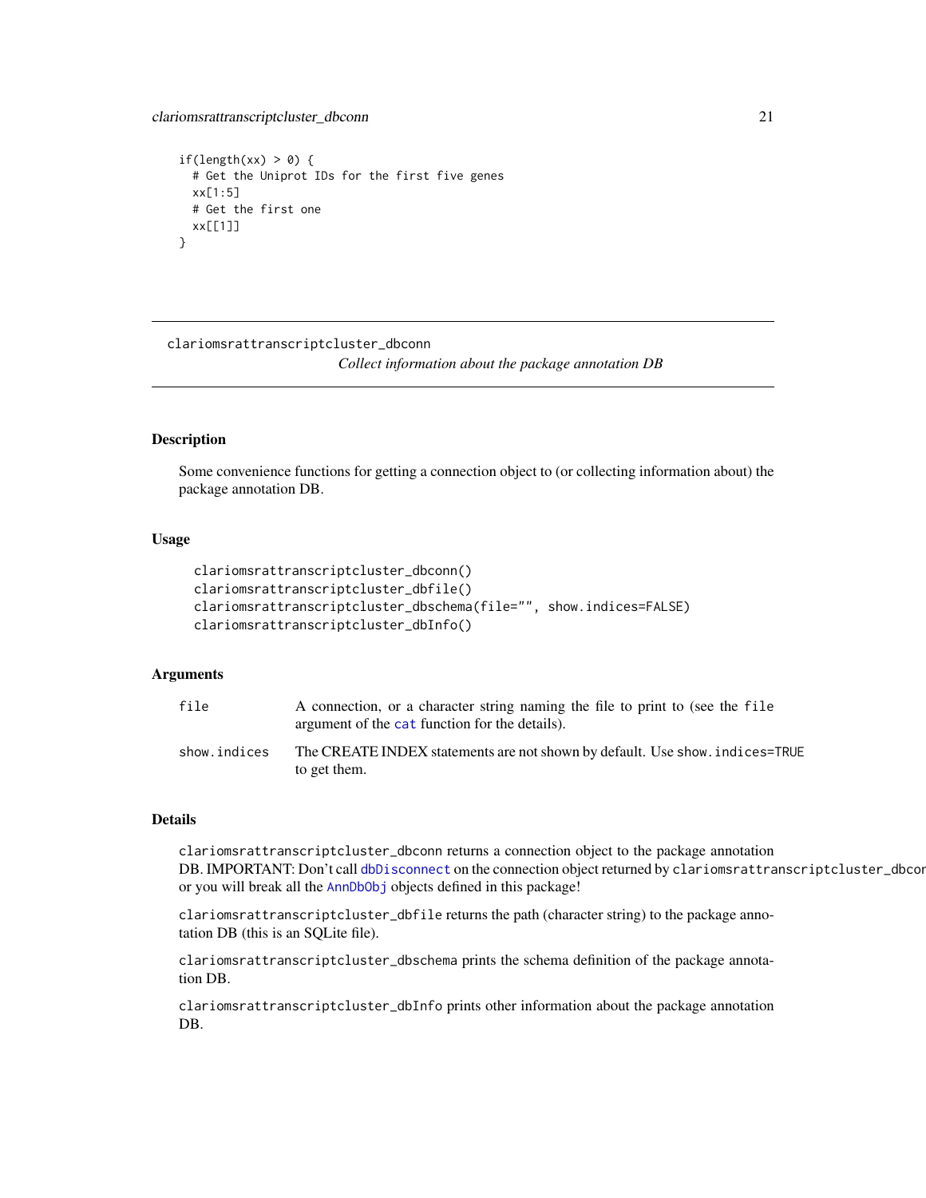```
if(length(xx) > 0) {
  # Get the Uniprot IDs for the first five genes
  xx[1:5]
  # Get the first one
  xx[[1]]
}
```

---

clariomsrattranscriptcluster_dbconn    *Collect information about the package annotation DB*

---

### Description

Some convenience functions for getting a connection object to (or collecting information about) the package annotation DB.

### Usage

```
clariomsrattranscriptcluster_dbconn()
clariomsrattranscriptcluster_dbfile()
clariomsrattranscriptcluster_dbschema(file="", show.indices=FALSE)
clariomsrattranscriptcluster_dbInfo()
```

### Arguments

| | |
|---|---|
| `file` | A connection, or a character string naming the file to print to (see the `file` argument of the `cat` function for the details). |
| `show.indices` | The CREATE INDEX statements are not shown by default. Use `show.indices=TRUE` to get them. |

### Details

`clariomsrattranscriptcluster_dbconn` returns a connection object to the package annotation DB. IMPORTANT: Don't call `dbDisconnect` on the connection object returned by `clariomsrattranscriptcluster_dbconn` or you will break all the `AnnDbObj` objects defined in this package!

`clariomsrattranscriptcluster_dbfile` returns the path (character string) to the package annotation DB (this is an SQLite file).

`clariomsrattranscriptcluster_dbschema` prints the schema definition of the package annotation DB.

`clariomsrattranscriptcluster_dbInfo` prints other information about the package annotation DB.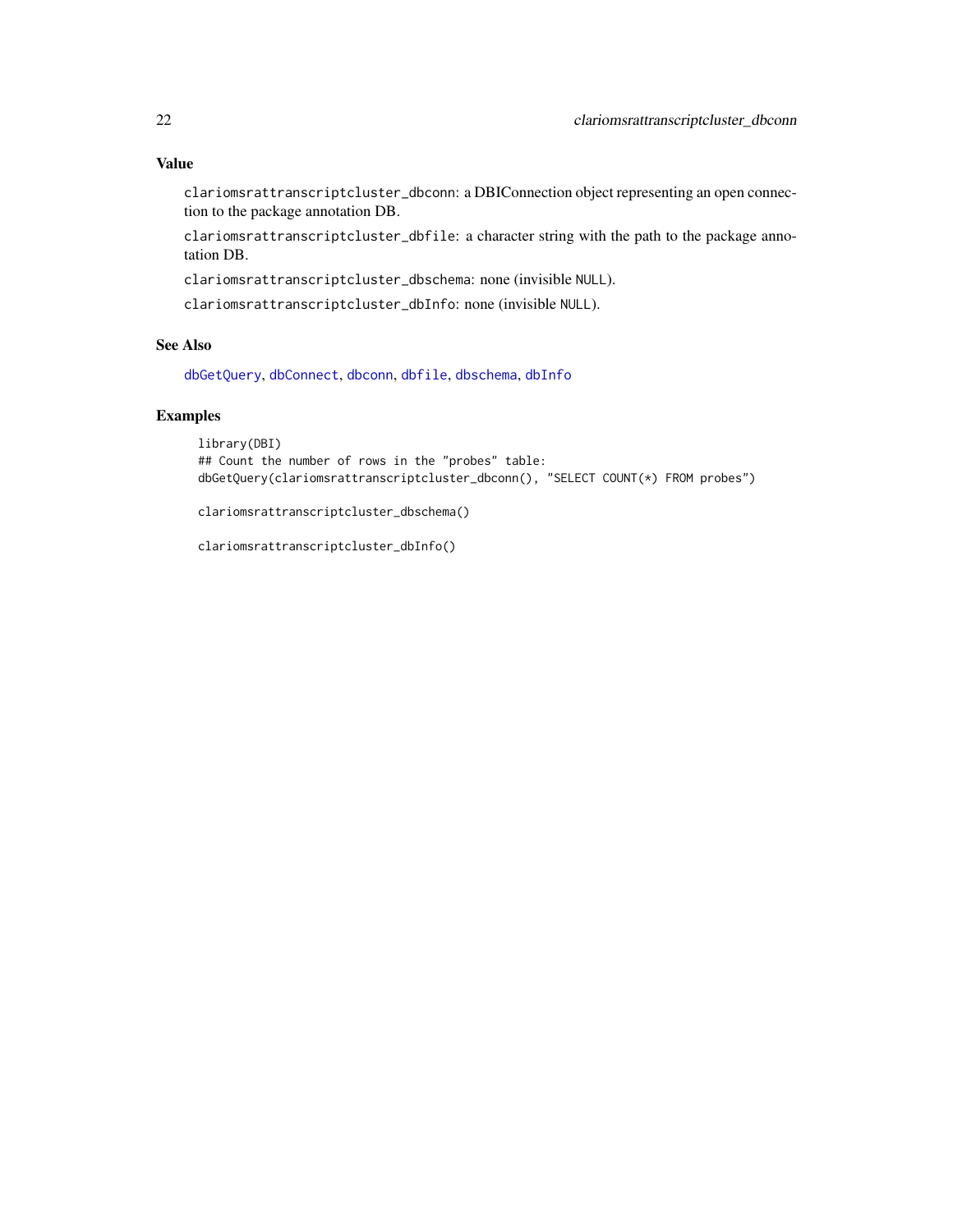## Value

`clariomsrattranscriptcluster_dbconn`: a DBIConnection object representing an open connection to the package annotation DB.

`clariomsrattranscriptcluster_dbfile`: a character string with the path to the package annotation DB.

`clariomsrattranscriptcluster_dbschema`: none (invisible `NULL`).

`clariomsrattranscriptcluster_dbInfo`: none (invisible `NULL`).

## See Also

`dbGetQuery`, `dbConnect`, `dbconn`, `dbfile`, `dbschema`, `dbInfo`

## Examples

```
library(DBI)
## Count the number of rows in the "probes" table:
dbGetQuery(clariomsrattranscriptcluster_dbconn(), "SELECT COUNT(*) FROM probes")

clariomsrattranscriptcluster_dbschema()

clariomsrattranscriptcluster_dbInfo()
```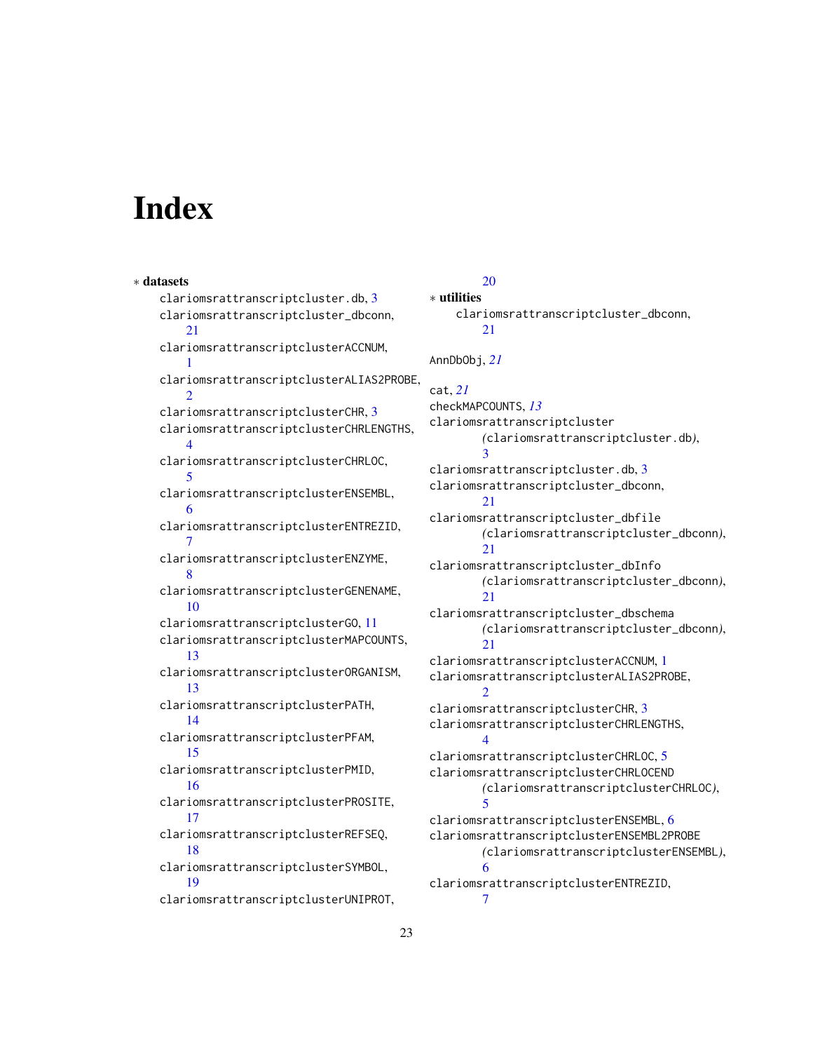# Index

∗ **datasets**

clariomsrattranscriptcluster.db, 3
clariomsrattranscriptcluster_dbconn, 21
clariomsrattranscriptclusterACCNUM, 1
clariomsrattranscriptclusterALIAS2PROBE, 2
clariomsrattranscriptclusterCHR, 3
clariomsrattranscriptclusterCHRLENGTHS, 4
clariomsrattranscriptclusterCHRLOC, 5
clariomsrattranscriptclusterENSEMBL, 6
clariomsrattranscriptclusterENTREZID, 7
clariomsrattranscriptclusterENZYME, 8
clariomsrattranscriptclusterGENENAME, 10
clariomsrattranscriptclusterGO, 11
clariomsrattranscriptclusterMAPCOUNTS, 13
clariomsrattranscriptclusterORGANISM, 13
clariomsrattranscriptclusterPATH, 14
clariomsrattranscriptclusterPFAM, 15
clariomsrattranscriptclusterPMID, 16
clariomsrattranscriptclusterPROSITE, 17
clariomsrattranscriptclusterREFSEQ, 18
clariomsrattranscriptclusterSYMBOL, 19
clariomsrattranscriptclusterUNIPROT, 20

∗ **utilities**

clariomsrattranscriptcluster_dbconn, 21

AnnDbObj, *21*

cat, *21*
checkMAPCOUNTS, *13*
clariomsrattranscriptcluster *(clariomsrattranscriptcluster.db)*, 3
clariomsrattranscriptcluster.db, 3
clariomsrattranscriptcluster_dbconn, 21
clariomsrattranscriptcluster_dbfile *(clariomsrattranscriptcluster_dbconn)*, 21
clariomsrattranscriptcluster_dbInfo *(clariomsrattranscriptcluster_dbconn)*, 21
clariomsrattranscriptcluster_dbschema *(clariomsrattranscriptcluster_dbconn)*, 21
clariomsrattranscriptclusterACCNUM, 1
clariomsrattranscriptclusterALIAS2PROBE, 2
clariomsrattranscriptclusterCHR, 3
clariomsrattranscriptclusterCHRLENGTHS, 4
clariomsrattranscriptclusterCHRLOC, 5
clariomsrattranscriptclusterCHRLOCEND *(clariomsrattranscriptclusterCHRLOC)*, 5
clariomsrattranscriptclusterENSEMBL, 6
clariomsrattranscriptclusterENSEMBL2PROBE *(clariomsrattranscriptclusterENSEMBL)*, 6
clariomsrattranscriptclusterENTREZID, 7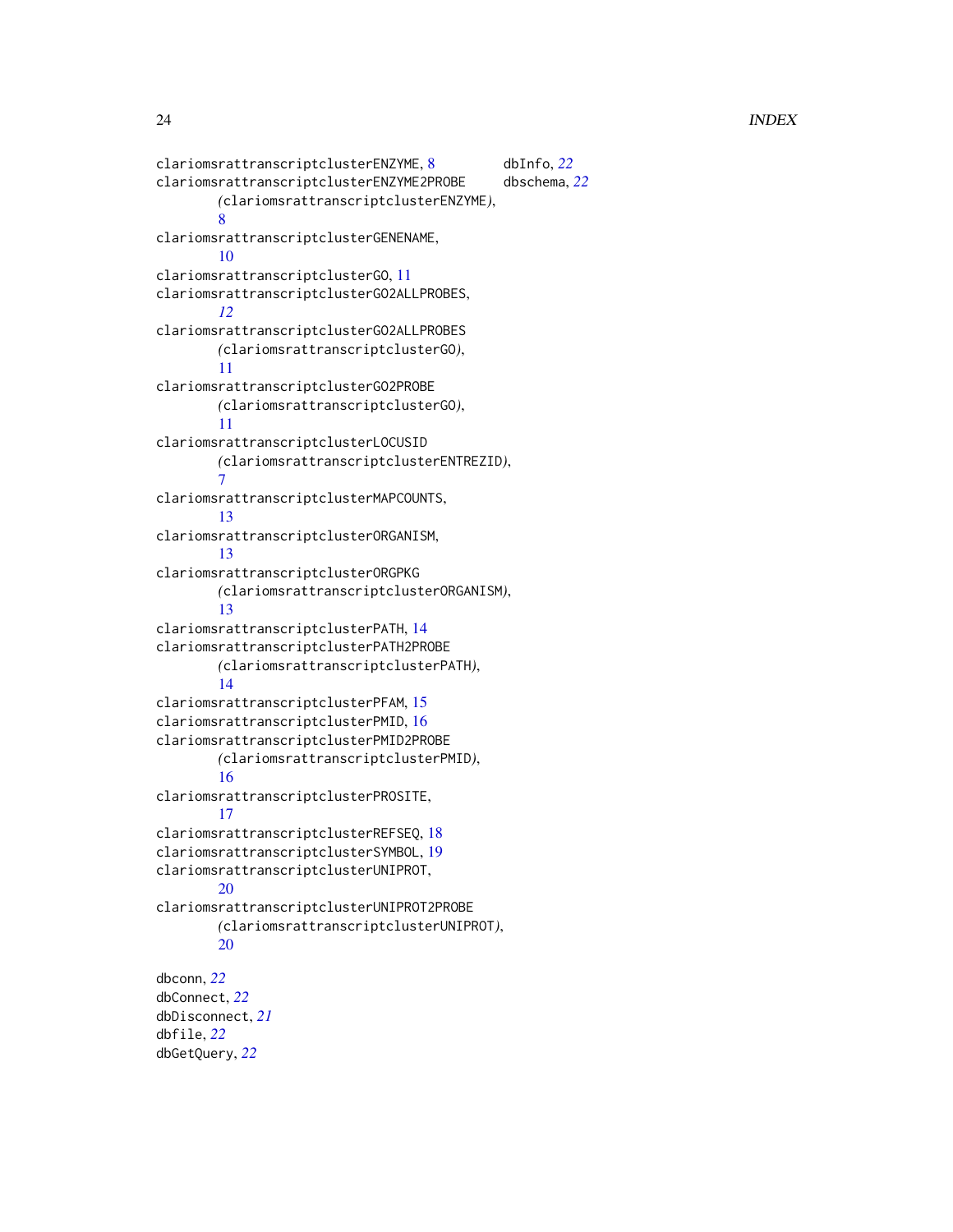clariomsrattranscriptclusterENZYME, 8
clariomsrattranscriptclusterENZYME2PROBE (clariomsrattranscriptclusterENZYME), 8
clariomsrattranscriptclusterGENENAME, 10
clariomsrattranscriptclusterGO, 11
clariomsrattranscriptclusterGO2ALLPROBES, *12*
clariomsrattranscriptclusterGO2ALLPROBES (clariomsrattranscriptclusterGO), 11
clariomsrattranscriptclusterGO2PROBE (clariomsrattranscriptclusterGO), 11
clariomsrattranscriptclusterLOCUSID (clariomsrattranscriptclusterENTREZID), 7
clariomsrattranscriptclusterMAPCOUNTS, 13
clariomsrattranscriptclusterORGANISM, 13
clariomsrattranscriptclusterORGPKG (clariomsrattranscriptclusterORGANISM), 13
clariomsrattranscriptclusterPATH, 14
clariomsrattranscriptclusterPATH2PROBE (clariomsrattranscriptclusterPATH), 14
clariomsrattranscriptclusterPFAM, 15
clariomsrattranscriptclusterPMID, 16
clariomsrattranscriptclusterPMID2PROBE (clariomsrattranscriptclusterPMID), 16
clariomsrattranscriptclusterPROSITE, 17
clariomsrattranscriptclusterREFSEQ, 18
clariomsrattranscriptclusterSYMBOL, 19
clariomsrattranscriptclusterUNIPROT, 20
clariomsrattranscriptclusterUNIPROT2PROBE (clariomsrattranscriptclusterUNIPROT), 20

dbconn, *22*
dbConnect, *22*
dbDisconnect, *21*
dbfile, *22*
dbGetQuery, *22*
dbInfo, *22*
dbschema, *22*